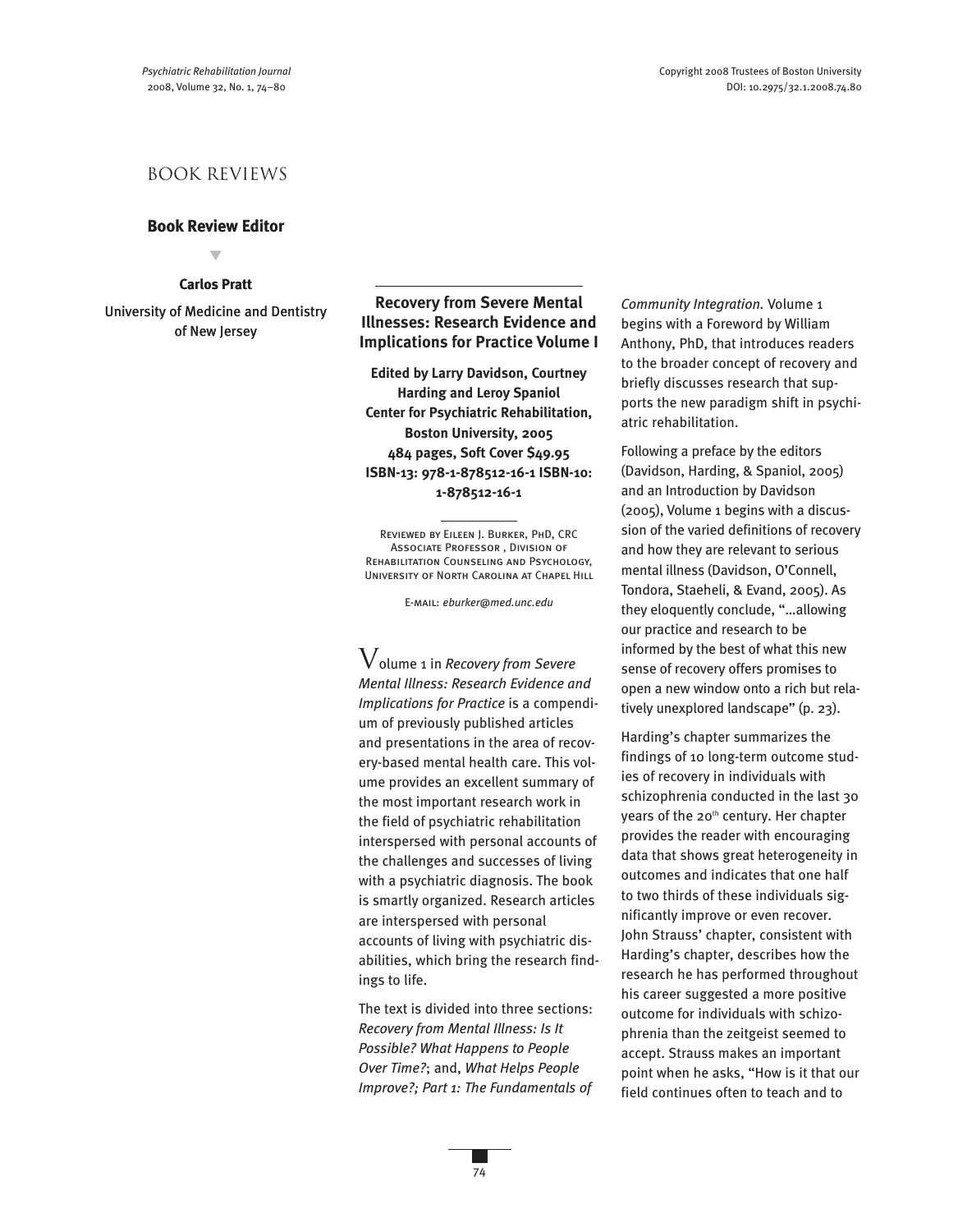# BOOK REVIEWS

**Book Review Editor**

**Carlos Pratt**

University of Medicine and Dentistry of New Jersey

## Recovery from Severe Mental Illnesses: Research Evidence and Implications for Practice Volume I

**Edited by Larry Davidson, Courtney Harding and Leroy Spaniol**
**Center for Psychiatric Rehabilitation, Boston University, 2005**
**484 pages, Soft Cover $49.95**
**ISBN-13: 978-1-878512-16-1 ISBN-10: 1-878512-16-1**

Reviewed by Eileen J. Burker, PhD, CRC
Associate Professor, Division of Rehabilitation Counseling and Psychology, University of North Carolina at Chapel Hill

E-mail: *eburker@med.unc.edu*

Volume 1 in *Recovery from Severe Mental Illness: Research Evidence and Implications for Practice* is a compendium of previously published articles and presentations in the area of recovery-based mental health care. This volume provides an excellent summary of the most important research work in the field of psychiatric rehabilitation interspersed with personal accounts of the challenges and successes of living with a psychiatric diagnosis. The book is smartly organized. Research articles are interspersed with personal accounts of living with psychiatric disabilities, which bring the research findings to life.

The text is divided into three sections: *Recovery from Mental Illness: Is It Possible? What Happens to People Over Time?*; and, *What Helps People Improve?; Part 1: The Fundamentals of Community Integration.* Volume 1 begins with a Foreword by William Anthony, PhD, that introduces readers to the broader concept of recovery and briefly discusses research that supports the new paradigm shift in psychiatric rehabilitation.

Following a preface by the editors (Davidson, Harding, & Spaniol, 2005) and an Introduction by Davidson (2005), Volume 1 begins with a discussion of the varied definitions of recovery and how they are relevant to serious mental illness (Davidson, O'Connell, Tondora, Staeheli, & Evand, 2005). As they eloquently conclude, "...allowing our practice and research to be informed by the best of what this new sense of recovery offers promises to open a new window onto a rich but relatively unexplored landscape" (p. 23).

Harding's chapter summarizes the findings of 10 long-term outcome studies of recovery in individuals with schizophrenia conducted in the last 30 years of the 20th century. Her chapter provides the reader with encouraging data that shows great heterogeneity in outcomes and indicates that one half to two thirds of these individuals significantly improve or even recover. John Strauss' chapter, consistent with Harding's chapter, describes how the research he has performed throughout his career suggested a more positive outcome for individuals with schizophrenia than the zeitgeist seemed to accept. Strauss makes an important point when he asks, "How is it that our field continues often to teach and to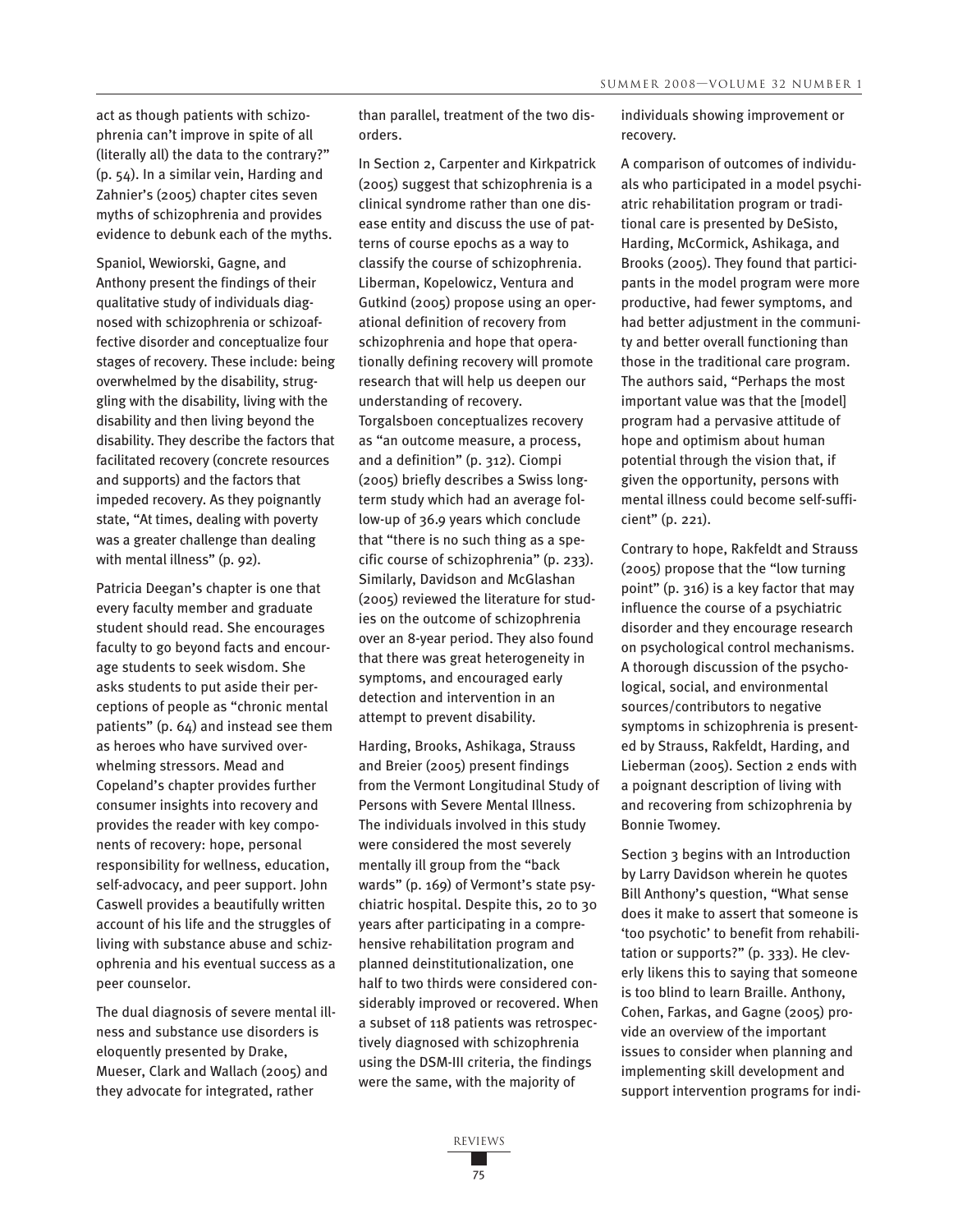act as though patients with schizophrenia can't improve in spite of all (literally all) the data to the contrary?" (p. 54). In a similar vein, Harding and Zahnier's (2005) chapter cites seven myths of schizophrenia and provides evidence to debunk each of the myths.

Spaniol, Wewiorski, Gagne, and Anthony present the findings of their qualitative study of individuals diagnosed with schizophrenia or schizoaffective disorder and conceptualize four stages of recovery. These include: being overwhelmed by the disability, struggling with the disability, living with the disability and then living beyond the disability. They describe the factors that facilitated recovery (concrete resources and supports) and the factors that impeded recovery. As they poignantly state, "At times, dealing with poverty was a greater challenge than dealing with mental illness" (p. 92).

Patricia Deegan's chapter is one that every faculty member and graduate student should read. She encourages faculty to go beyond facts and encourage students to seek wisdom. She asks students to put aside their perceptions of people as "chronic mental patients" (p. 64) and instead see them as heroes who have survived overwhelming stressors. Mead and Copeland's chapter provides further consumer insights into recovery and provides the reader with key components of recovery: hope, personal responsibility for wellness, education, self-advocacy, and peer support. John Caswell provides a beautifully written account of his life and the struggles of living with substance abuse and schizophrenia and his eventual success as a peer counselor.

The dual diagnosis of severe mental illness and substance use disorders is eloquently presented by Drake, Mueser, Clark and Wallach (2005) and they advocate for integrated, rather than parallel, treatment of the two disorders.

In Section 2, Carpenter and Kirkpatrick (2005) suggest that schizophrenia is a clinical syndrome rather than one disease entity and discuss the use of patterns of course epochs as a way to classify the course of schizophrenia. Liberman, Kopelowicz, Ventura and Gutkind (2005) propose using an operational definition of recovery from schizophrenia and hope that operationally defining recovery will promote research that will help us deepen our understanding of recovery. Torgalsboen conceptualizes recovery as "an outcome measure, a process, and a definition" (p. 312). Ciompi (2005) briefly describes a Swiss long-term study which had an average follow-up of 36.9 years which conclude that "there is no such thing as a specific course of schizophrenia" (p. 233). Similarly, Davidson and McGlashan (2005) reviewed the literature for studies on the outcome of schizophrenia over an 8-year period. They also found that there was great heterogeneity in symptoms, and encouraged early detection and intervention in an attempt to prevent disability.

Harding, Brooks, Ashikaga, Strauss and Breier (2005) present findings from the Vermont Longitudinal Study of Persons with Severe Mental Illness. The individuals involved in this study were considered the most severely mentally ill group from the "back wards" (p. 169) of Vermont's state psychiatric hospital. Despite this, 20 to 30 years after participating in a comprehensive rehabilitation program and planned deinstitutionalization, one half to two thirds were considered considerably improved or recovered. When a subset of 118 patients was retrospectively diagnosed with schizophrenia using the DSM-III criteria, the findings were the same, with the majority of individuals showing improvement or recovery.

A comparison of outcomes of individuals who participated in a model psychiatric rehabilitation program or traditional care is presented by DeSisto, Harding, McCormick, Ashikaga, and Brooks (2005). They found that participants in the model program were more productive, had fewer symptoms, and had better adjustment in the community and better overall functioning than those in the traditional care program. The authors said, "Perhaps the most important value was that the [model] program had a pervasive attitude of hope and optimism about human potential through the vision that, if given the opportunity, persons with mental illness could become self-sufficient" (p. 221).

Contrary to hope, Rakfeldt and Strauss (2005) propose that the "low turning point" (p. 316) is a key factor that may influence the course of a psychiatric disorder and they encourage research on psychological control mechanisms. A thorough discussion of the psychological, social, and environmental sources/contributors to negative symptoms in schizophrenia is presented by Strauss, Rakfeldt, Harding, and Lieberman (2005). Section 2 ends with a poignant description of living with and recovering from schizophrenia by Bonnie Twomey.

Section 3 begins with an Introduction by Larry Davidson wherein he quotes Bill Anthony's question, "What sense does it make to assert that someone is 'too psychotic' to benefit from rehabilitation or supports?" (p. 333). He cleverly likens this to saying that someone is too blind to learn Braille. Anthony, Cohen, Farkas, and Gagne (2005) provide an overview of the important issues to consider when planning and implementing skill development and support intervention programs for indi-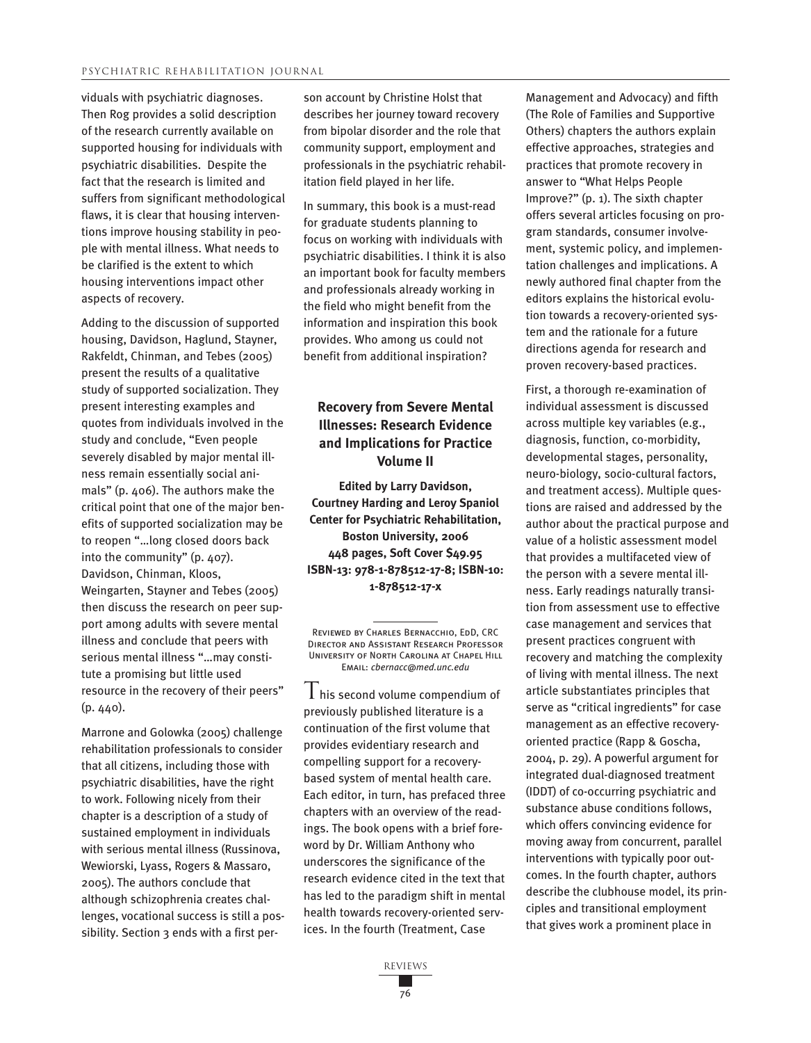viduals with psychiatric diagnoses. Then Rog provides a solid description of the research currently available on supported housing for individuals with psychiatric disabilities. Despite the fact that the research is limited and suffers from significant methodological flaws, it is clear that housing interventions improve housing stability in people with mental illness. What needs to be clarified is the extent to which housing interventions impact other aspects of recovery.

Adding to the discussion of supported housing, Davidson, Haglund, Stayner, Rakfeldt, Chinman, and Tebes (2005) present the results of a qualitative study of supported socialization. They present interesting examples and quotes from individuals involved in the study and conclude, "Even people severely disabled by major mental illness remain essentially social animals" (p. 406). The authors make the critical point that one of the major benefits of supported socialization may be to reopen "...long closed doors back into the community" (p. 407). Davidson, Chinman, Kloos, Weingarten, Stayner and Tebes (2005) then discuss the research on peer support among adults with severe mental illness and conclude that peers with serious mental illness "...may constitute a promising but little used resource in the recovery of their peers" (p. 440).

Marrone and Golowka (2005) challenge rehabilitation professionals to consider that all citizens, including those with psychiatric disabilities, have the right to work. Following nicely from their chapter is a description of a study of sustained employment in individuals with serious mental illness (Russinova, Wewiorski, Lyass, Rogers & Massaro, 2005). The authors conclude that although schizophrenia creates challenges, vocational success is still a possibility. Section 3 ends with a first person account by Christine Holst that describes her journey toward recovery from bipolar disorder and the role that community support, employment and professionals in the psychiatric rehabilitation field played in her life.

In summary, this book is a must-read for graduate students planning to focus on working with individuals with psychiatric disabilities. I think it is also an important book for faculty members and professionals already working in the field who might benefit from the information and inspiration this book provides. Who among us could not benefit from additional inspiration?

## Recovery from Severe Mental Illnesses: Research Evidence and Implications for Practice Volume II

**Edited by Larry Davidson, Courtney Harding and Leroy Spaniol**
**Center for Psychiatric Rehabilitation, Boston University, 2006**
**448 pages, Soft Cover $49.95**
**ISBN-13: 978-1-878512-17-8; ISBN-10: 1-878512-17-x**

Reviewed by Charles Bernacchio, EdD, CRC
Director and Assistant Research Professor
University of North Carolina at Chapel Hill
Email: *cbernacc@med.unc.edu*

This second volume compendium of previously published literature is a continuation of the first volume that provides evidentiary research and compelling support for a recovery-based system of mental health care. Each editor, in turn, has prefaced three chapters with an overview of the readings. The book opens with a brief foreword by Dr. William Anthony who underscores the significance of the research evidence cited in the text that has led to the paradigm shift in mental health towards recovery-oriented services. In the fourth (Treatment, Case Management and Advocacy) and fifth (The Role of Families and Supportive Others) chapters the authors explain effective approaches, strategies and practices that promote recovery in answer to "What Helps People Improve?" (p. 1). The sixth chapter offers several articles focusing on program standards, consumer involvement, systemic policy, and implementation challenges and implications. A newly authored final chapter from the editors explains the historical evolution towards a recovery-oriented system and the rationale for a future directions agenda for research and proven recovery-based practices.

First, a thorough re-examination of individual assessment is discussed across multiple key variables (e.g., diagnosis, function, co-morbidity, developmental stages, personality, neuro-biology, socio-cultural factors, and treatment access). Multiple questions are raised and addressed by the author about the practical purpose and value of a holistic assessment model that provides a multifaceted view of the person with a severe mental illness. Early readings naturally transition from assessment use to effective case management and services that present practices congruent with recovery and matching the complexity of living with mental illness. The next article substantiates principles that serve as "critical ingredients" for case management as an effective recovery-oriented practice (Rapp & Goscha, 2004, p. 29). A powerful argument for integrated dual-diagnosed treatment (IDDT) of co-occurring psychiatric and substance abuse conditions follows, which offers convincing evidence for moving away from concurrent, parallel interventions with typically poor outcomes. In the fourth chapter, authors describe the clubhouse model, its principles and transitional employment that gives work a prominent place in